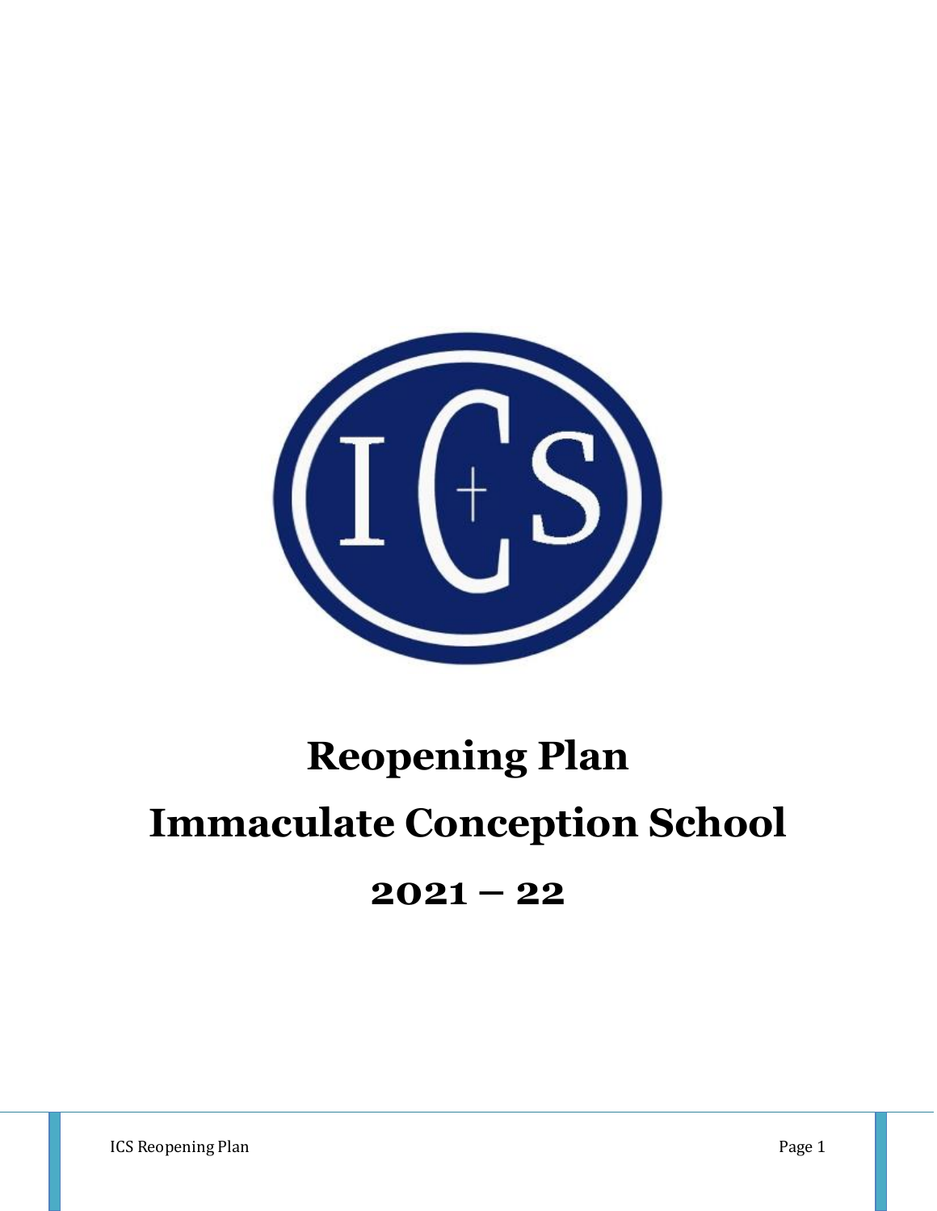# Reopening Plan

# Immaculate Conception School

# 2021 – 22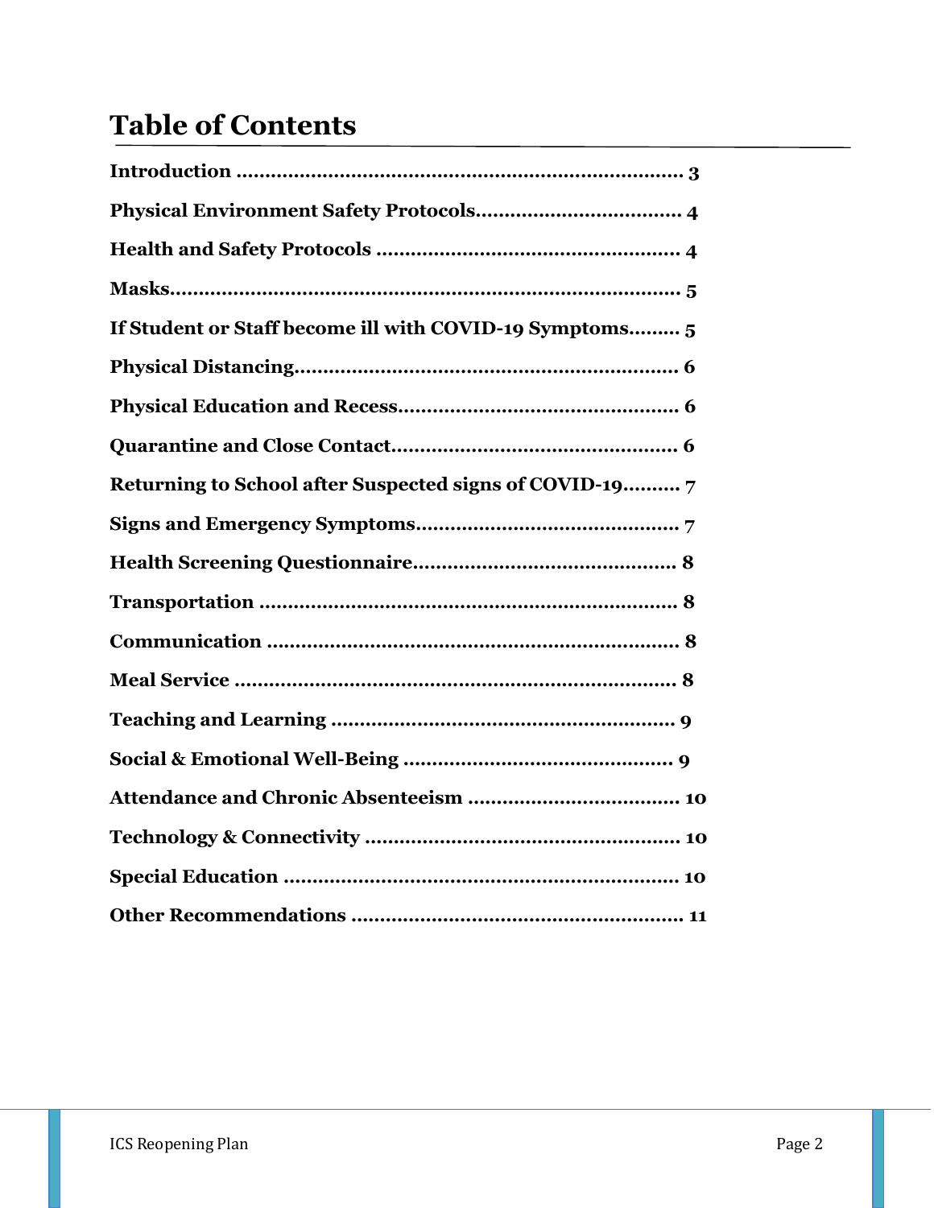# Table of Contents

**Introduction .............................................................................. 3**

**Physical Environment Safety Protocols.................................... 4**

**Health and Safety Protocols .................................................... 4**

**Masks........................................................................................ 5**

**If Student or Staff become ill with COVID-19 Symptoms......... 5**

**Physical Distancing.................................................................. 6**

**Physical Education and Recess................................................ 6**

**Quarantine and Close Contact................................................. 6**

**Returning to School after Suspected signs of COVID-19.......... 7**

**Signs and Emergency Symptoms............................................. 7**

**Health Screening Questionnaire............................................. 8**

**Transportation ........................................................................ 8**

**Communication ...................................................................... 8**

**Meal Service ............................................................................ 8**

**Teaching and Learning ........................................................... 9**

**Social & Emotional Well-Being .............................................. 9**

**Attendance and Chronic Absenteeism ..................................... 10**

**Technology & Connectivity ...................................................... 10**

**Special Education .................................................................... 10**

**Other Recommendations ......................................................... 11**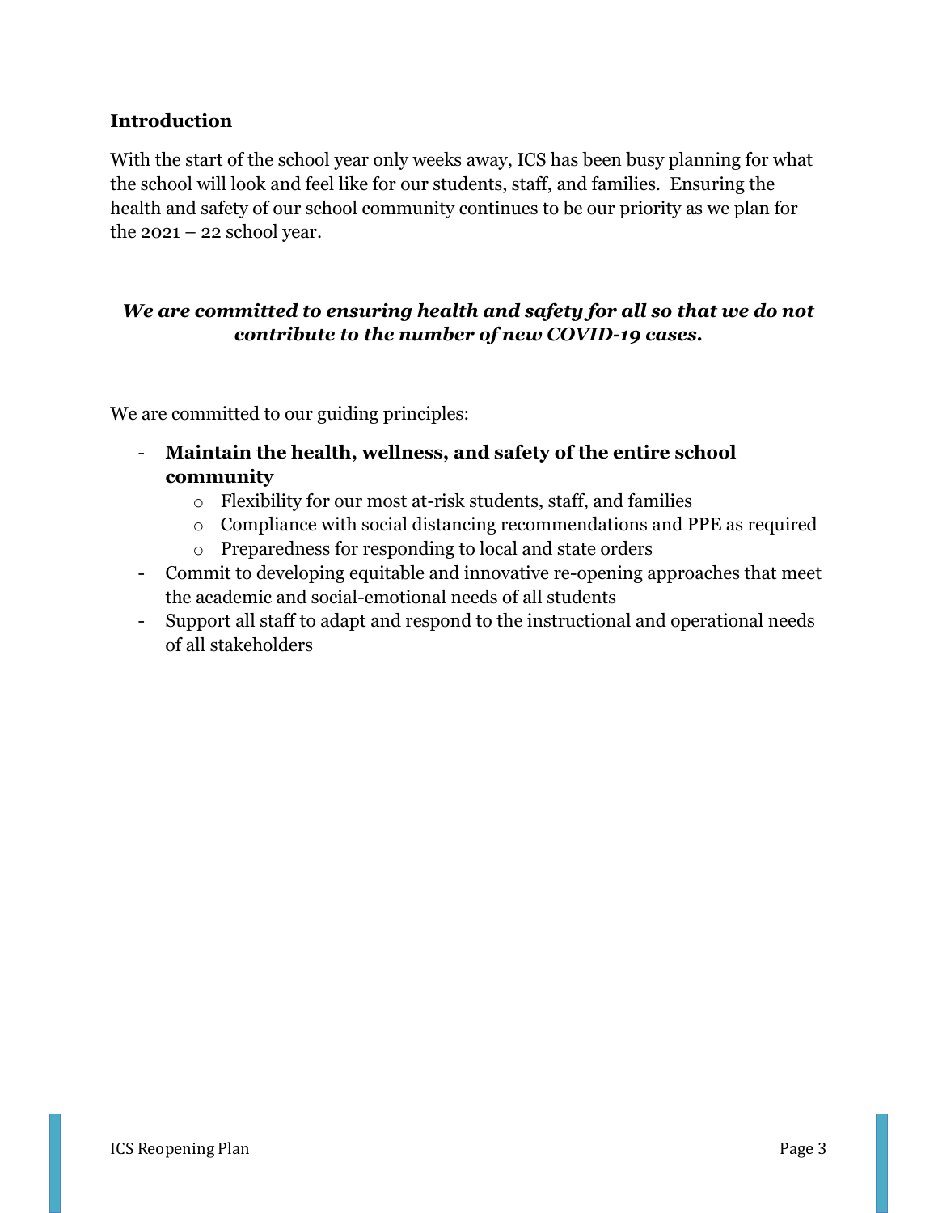## Introduction

With the start of the school year only weeks away, ICS has been busy planning for what the school will look and feel like for our students, staff, and families. Ensuring the health and safety of our school community continues to be our priority as we plan for the 2021 – 22 school year.

***We are committed to ensuring health and safety for all so that we do not contribute to the number of new COVID-19 cases.***

We are committed to our guiding principles:

- **Maintain the health, wellness, and safety of the entire school community**
  - Flexibility for our most at-risk students, staff, and families
  - Compliance with social distancing recommendations and PPE as required
  - Preparedness for responding to local and state orders
- Commit to developing equitable and innovative re-opening approaches that meet the academic and social-emotional needs of all students
- Support all staff to adapt and respond to the instructional and operational needs of all stakeholders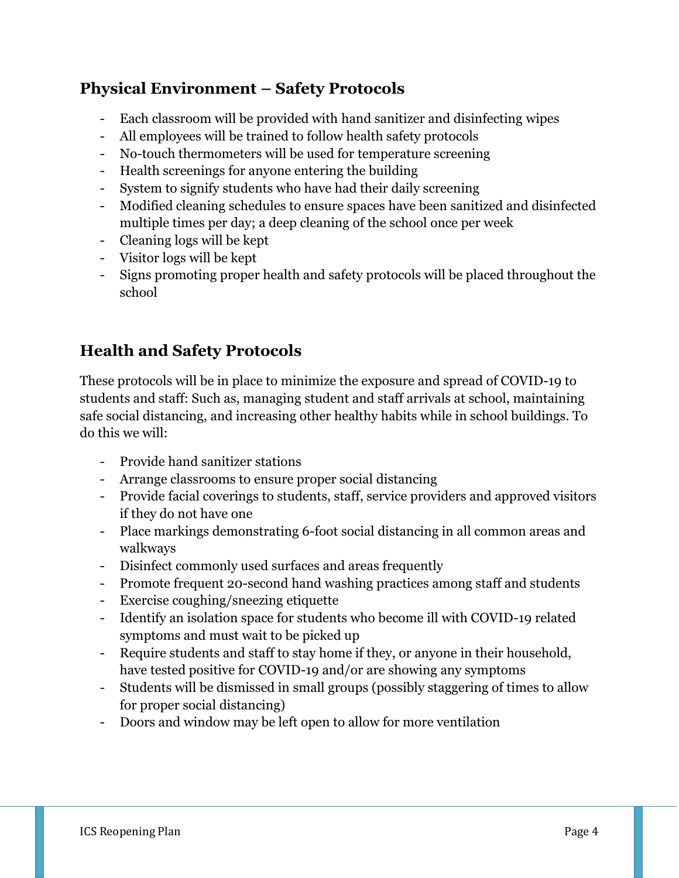## Physical Environment – Safety Protocols

- Each classroom will be provided with hand sanitizer and disinfecting wipes
- All employees will be trained to follow health safety protocols
- No-touch thermometers will be used for temperature screening
- Health screenings for anyone entering the building
- System to signify students who have had their daily screening
- Modified cleaning schedules to ensure spaces have been sanitized and disinfected multiple times per day; a deep cleaning of the school once per week
- Cleaning logs will be kept
- Visitor logs will be kept
- Signs promoting proper health and safety protocols will be placed throughout the school

## Health and Safety Protocols

These protocols will be in place to minimize the exposure and spread of COVID-19 to students and staff: Such as, managing student and staff arrivals at school, maintaining safe social distancing, and increasing other healthy habits while in school buildings. To do this we will:

- Provide hand sanitizer stations
- Arrange classrooms to ensure proper social distancing
- Provide facial coverings to students, staff, service providers and approved visitors if they do not have one
- Place markings demonstrating 6-foot social distancing in all common areas and walkways
- Disinfect commonly used surfaces and areas frequently
- Promote frequent 20-second hand washing practices among staff and students
- Exercise coughing/sneezing etiquette
- Identify an isolation space for students who become ill with COVID-19 related symptoms and must wait to be picked up
- Require students and staff to stay home if they, or anyone in their household, have tested positive for COVID-19 and/or are showing any symptoms
- Students will be dismissed in small groups (possibly staggering of times to allow for proper social distancing)
- Doors and window may be left open to allow for more ventilation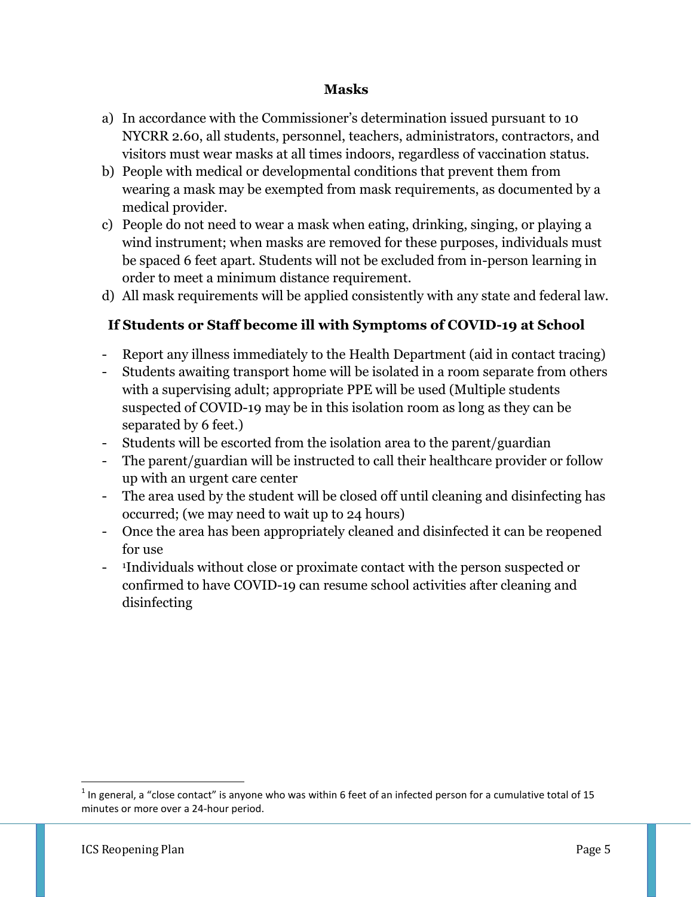## Masks

a) In accordance with the Commissioner's determination issued pursuant to 10 NYCRR 2.60, all students, personnel, teachers, administrators, contractors, and visitors must wear masks at all times indoors, regardless of vaccination status.

b) People with medical or developmental conditions that prevent them from wearing a mask may be exempted from mask requirements, as documented by a medical provider.

c) People do not need to wear a mask when eating, drinking, singing, or playing a wind instrument; when masks are removed for these purposes, individuals must be spaced 6 feet apart. Students will not be excluded from in-person learning in order to meet a minimum distance requirement.

d) All mask requirements will be applied consistently with any state and federal law.

## If Students or Staff become ill with Symptoms of COVID-19 at School

- Report any illness immediately to the Health Department (aid in contact tracing)
- Students awaiting transport home will be isolated in a room separate from others with a supervising adult; appropriate PPE will be used (Multiple students suspected of COVID-19 may be in this isolation room as long as they can be separated by 6 feet.)
- Students will be escorted from the isolation area to the parent/guardian
- The parent/guardian will be instructed to call their healthcare provider or follow up with an urgent care center
- The area used by the student will be closed off until cleaning and disinfecting has occurred; (we may need to wait up to 24 hours)
- Once the area has been appropriately cleaned and disinfected it can be reopened for use
- [1]Individuals without close or proximate contact with the person suspected or confirmed to have COVID-19 can resume school activities after cleaning and disinfecting

[1] In general, a "close contact" is anyone who was within 6 feet of an infected person for a cumulative total of 15 minutes or more over a 24-hour period.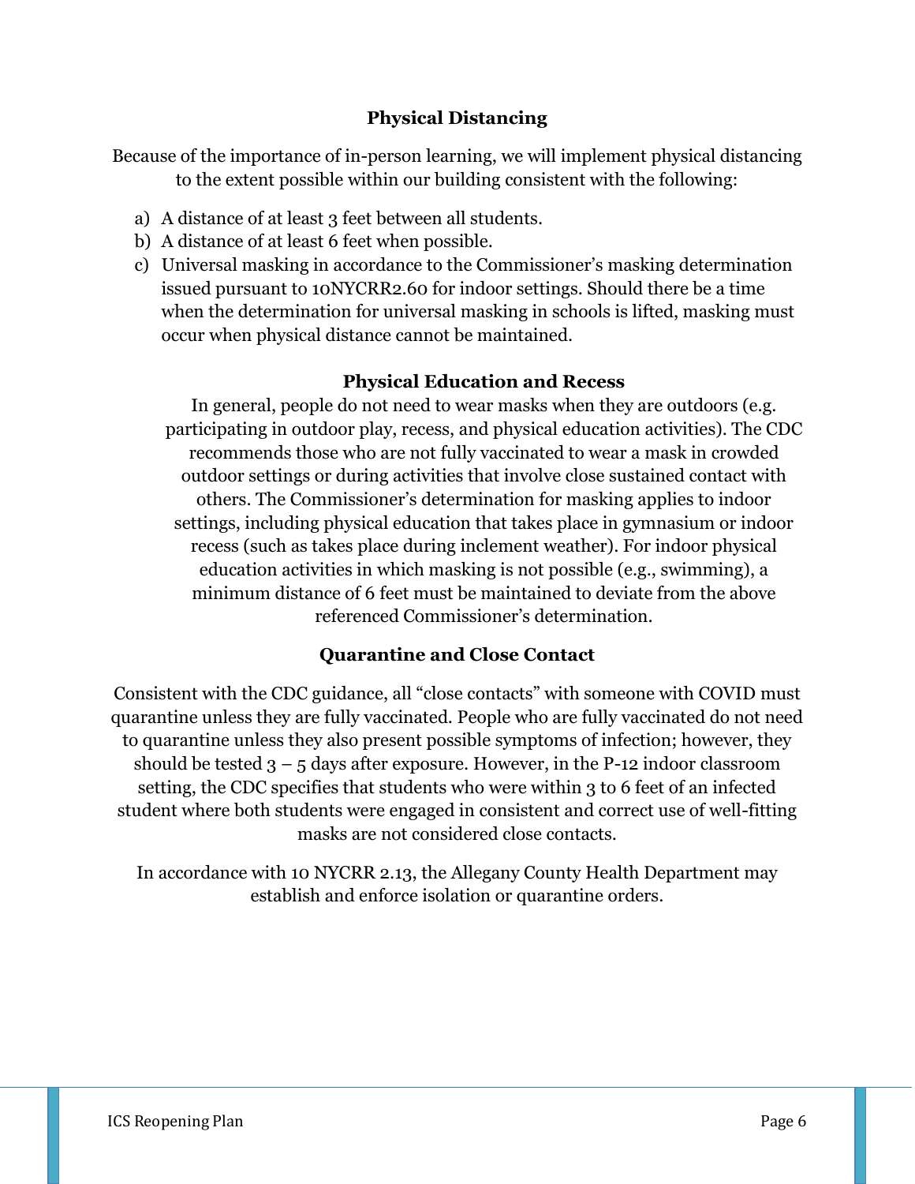## Physical Distancing

Because of the importance of in-person learning, we will implement physical distancing to the extent possible within our building consistent with the following:

a) A distance of at least 3 feet between all students.
b) A distance of at least 6 feet when possible.
c) Universal masking in accordance to the Commissioner's masking determination issued pursuant to 10NYCRR2.60 for indoor settings. Should there be a time when the determination for universal masking in schools is lifted, masking must occur when physical distance cannot be maintained.

## Physical Education and Recess

In general, people do not need to wear masks when they are outdoors (e.g. participating in outdoor play, recess, and physical education activities). The CDC recommends those who are not fully vaccinated to wear a mask in crowded outdoor settings or during activities that involve close sustained contact with others. The Commissioner's determination for masking applies to indoor settings, including physical education that takes place in gymnasium or indoor recess (such as takes place during inclement weather). For indoor physical education activities in which masking is not possible (e.g., swimming), a minimum distance of 6 feet must be maintained to deviate from the above referenced Commissioner's determination.

## Quarantine and Close Contact

Consistent with the CDC guidance, all "close contacts" with someone with COVID must quarantine unless they are fully vaccinated. People who are fully vaccinated do not need to quarantine unless they also present possible symptoms of infection; however, they should be tested 3 – 5 days after exposure. However, in the P-12 indoor classroom setting, the CDC specifies that students who were within 3 to 6 feet of an infected student where both students were engaged in consistent and correct use of well-fitting masks are not considered close contacts.

In accordance with 10 NYCRR 2.13, the Allegany County Health Department may establish and enforce isolation or quarantine orders.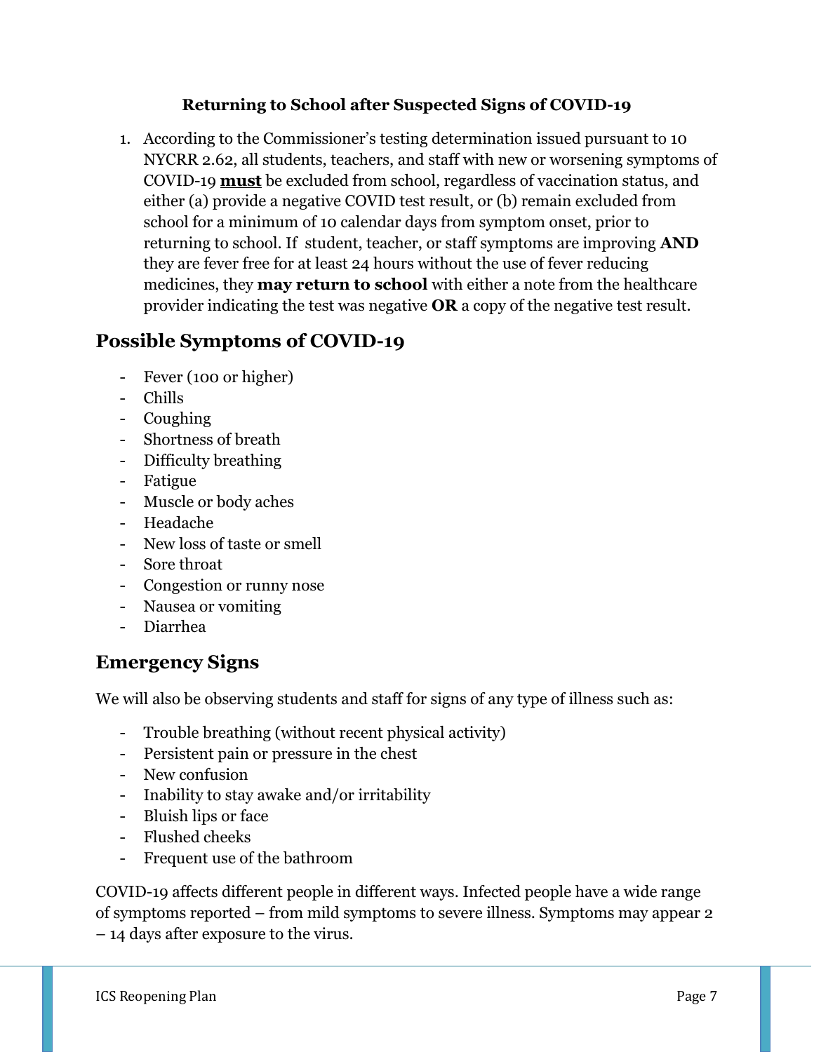**Returning to School after Suspected Signs of COVID-19**

1. According to the Commissioner's testing determination issued pursuant to 10 NYCRR 2.62, all students, teachers, and staff with new or worsening symptoms of COVID-19 **must** be excluded from school, regardless of vaccination status, and either (a) provide a negative COVID test result, or (b) remain excluded from school for a minimum of 10 calendar days from symptom onset, prior to returning to school. If student, teacher, or staff symptoms are improving **AND** they are fever free for at least 24 hours without the use of fever reducing medicines, they **may return to school** with either a note from the healthcare provider indicating the test was negative **OR** a copy of the negative test result.

## Possible Symptoms of COVID-19

- Fever (100 or higher)
- Chills
- Coughing
- Shortness of breath
- Difficulty breathing
- Fatigue
- Muscle or body aches
- Headache
- New loss of taste or smell
- Sore throat
- Congestion or runny nose
- Nausea or vomiting
- Diarrhea

## Emergency Signs

We will also be observing students and staff for signs of any type of illness such as:

- Trouble breathing (without recent physical activity)
- Persistent pain or pressure in the chest
- New confusion
- Inability to stay awake and/or irritability
- Bluish lips or face
- Flushed cheeks
- Frequent use of the bathroom

COVID-19 affects different people in different ways. Infected people have a wide range of symptoms reported – from mild symptoms to severe illness. Symptoms may appear 2 – 14 days after exposure to the virus.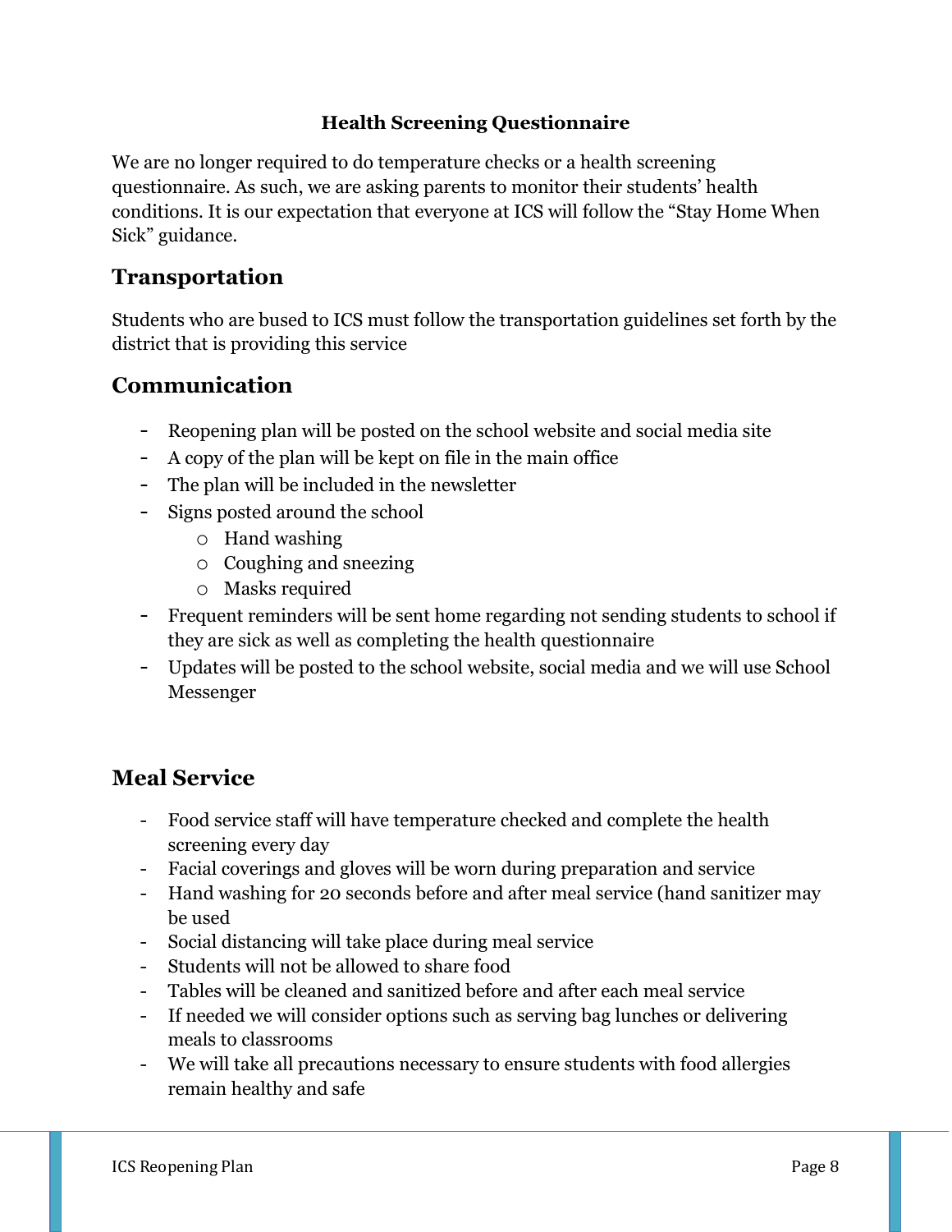**Health Screening Questionnaire**

We are no longer required to do temperature checks or a health screening questionnaire. As such, we are asking parents to monitor their students' health conditions. It is our expectation that everyone at ICS will follow the "Stay Home When Sick" guidance.

## Transportation

Students who are bused to ICS must follow the transportation guidelines set forth by the district that is providing this service

## Communication

- Reopening plan will be posted on the school website and social media site
- A copy of the plan will be kept on file in the main office
- The plan will be included in the newsletter
- Signs posted around the school
  - Hand washing
  - Coughing and sneezing
  - Masks required
- Frequent reminders will be sent home regarding not sending students to school if they are sick as well as completing the health questionnaire
- Updates will be posted to the school website, social media and we will use School Messenger

## Meal Service

- Food service staff will have temperature checked and complete the health screening every day
- Facial coverings and gloves will be worn during preparation and service
- Hand washing for 20 seconds before and after meal service (hand sanitizer may be used
- Social distancing will take place during meal service
- Students will not be allowed to share food
- Tables will be cleaned and sanitized before and after each meal service
- If needed we will consider options such as serving bag lunches or delivering meals to classrooms
- We will take all precautions necessary to ensure students with food allergies remain healthy and safe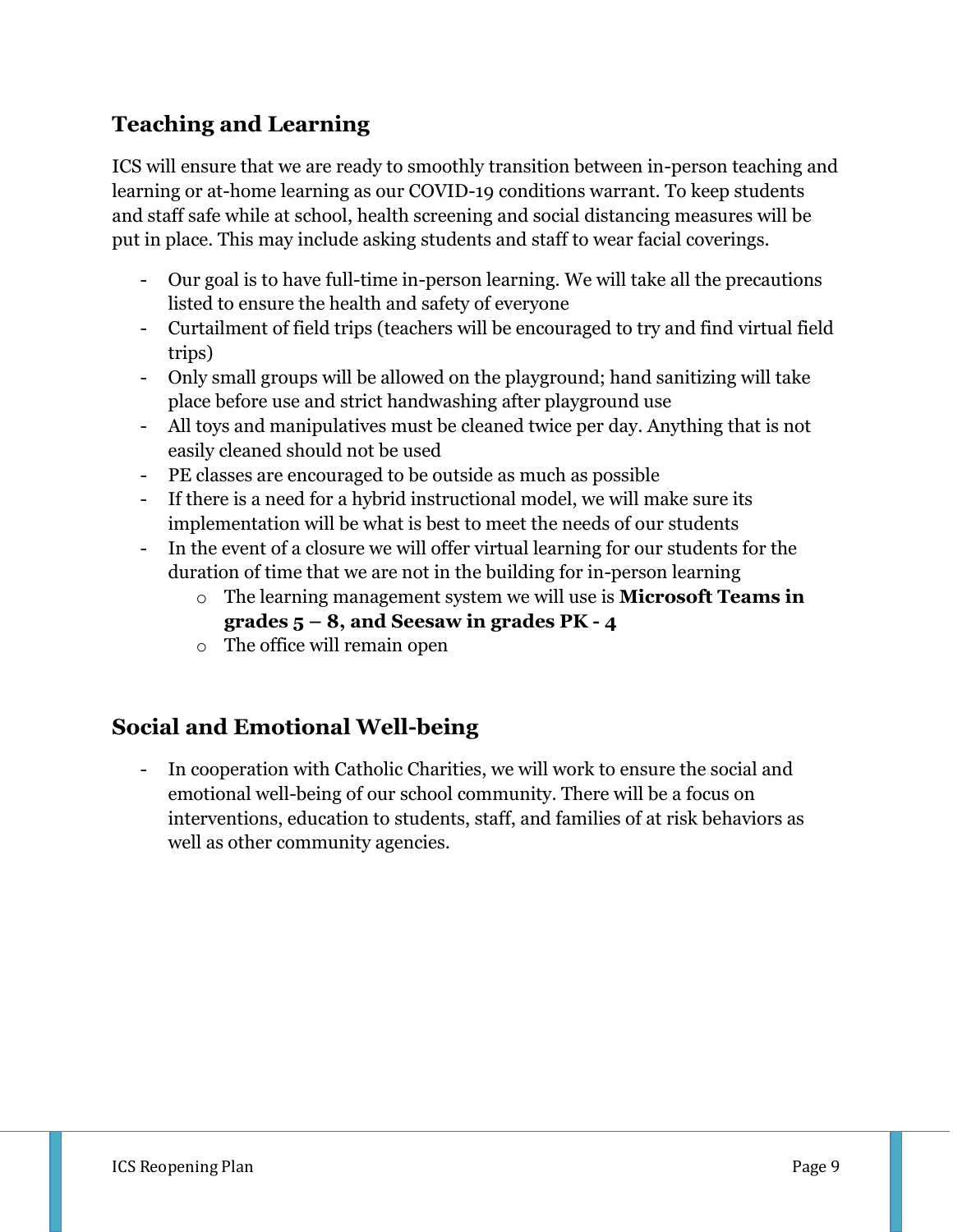## Teaching and Learning

ICS will ensure that we are ready to smoothly transition between in-person teaching and learning or at-home learning as our COVID-19 conditions warrant. To keep students and staff safe while at school, health screening and social distancing measures will be put in place. This may include asking students and staff to wear facial coverings.

- Our goal is to have full-time in-person learning. We will take all the precautions listed to ensure the health and safety of everyone
- Curtailment of field trips (teachers will be encouraged to try and find virtual field trips)
- Only small groups will be allowed on the playground; hand sanitizing will take place before use and strict handwashing after playground use
- All toys and manipulatives must be cleaned twice per day. Anything that is not easily cleaned should not be used
- PE classes are encouraged to be outside as much as possible
- If there is a need for a hybrid instructional model, we will make sure its implementation will be what is best to meet the needs of our students
- In the event of a closure we will offer virtual learning for our students for the duration of time that we are not in the building for in-person learning
  - The learning management system we will use is **Microsoft Teams in grades 5 – 8, and Seesaw in grades PK - 4**
  - The office will remain open

## Social and Emotional Well-being

- In cooperation with Catholic Charities, we will work to ensure the social and emotional well-being of our school community. There will be a focus on interventions, education to students, staff, and families of at risk behaviors as well as other community agencies.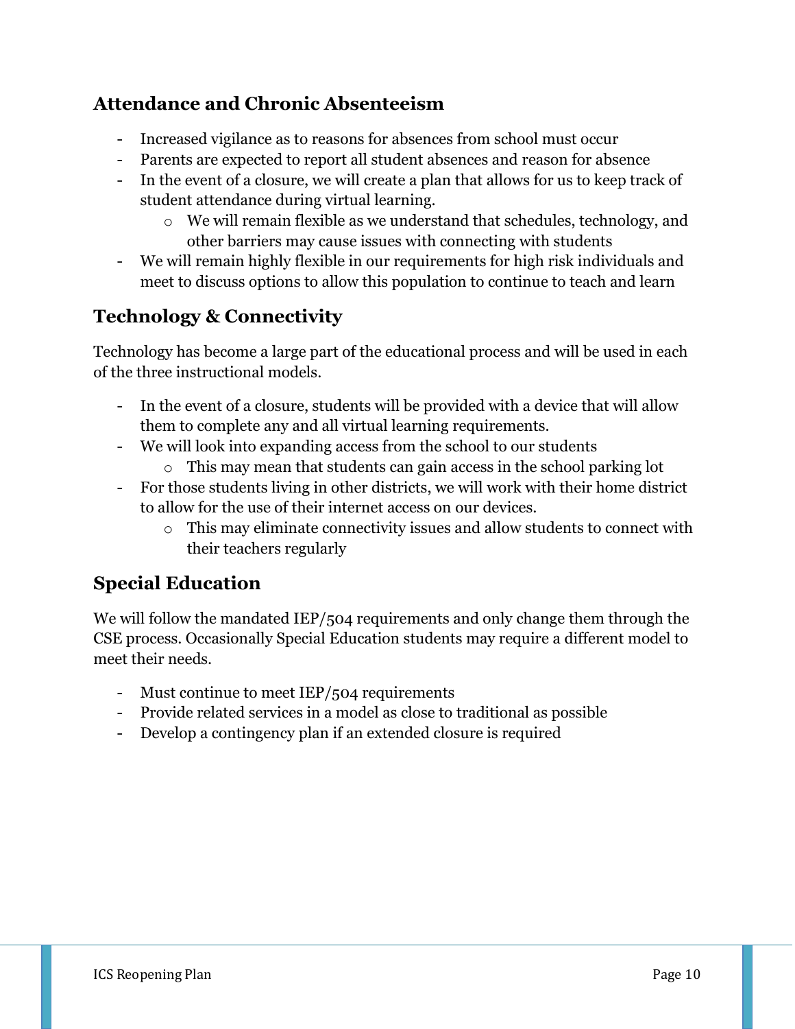## Attendance and Chronic Absenteeism

- Increased vigilance as to reasons for absences from school must occur
- Parents are expected to report all student absences and reason for absence
- In the event of a closure, we will create a plan that allows for us to keep track of student attendance during virtual learning.
    - We will remain flexible as we understand that schedules, technology, and other barriers may cause issues with connecting with students
- We will remain highly flexible in our requirements for high risk individuals and meet to discuss options to allow this population to continue to teach and learn

## Technology & Connectivity

Technology has become a large part of the educational process and will be used in each of the three instructional models.

- In the event of a closure, students will be provided with a device that will allow them to complete any and all virtual learning requirements.
- We will look into expanding access from the school to our students
    - This may mean that students can gain access in the school parking lot
- For those students living in other districts, we will work with their home district to allow for the use of their internet access on our devices.
    - This may eliminate connectivity issues and allow students to connect with their teachers regularly

## Special Education

We will follow the mandated IEP/504 requirements and only change them through the CSE process. Occasionally Special Education students may require a different model to meet their needs.

- Must continue to meet IEP/504 requirements
- Provide related services in a model as close to traditional as possible
- Develop a contingency plan if an extended closure is required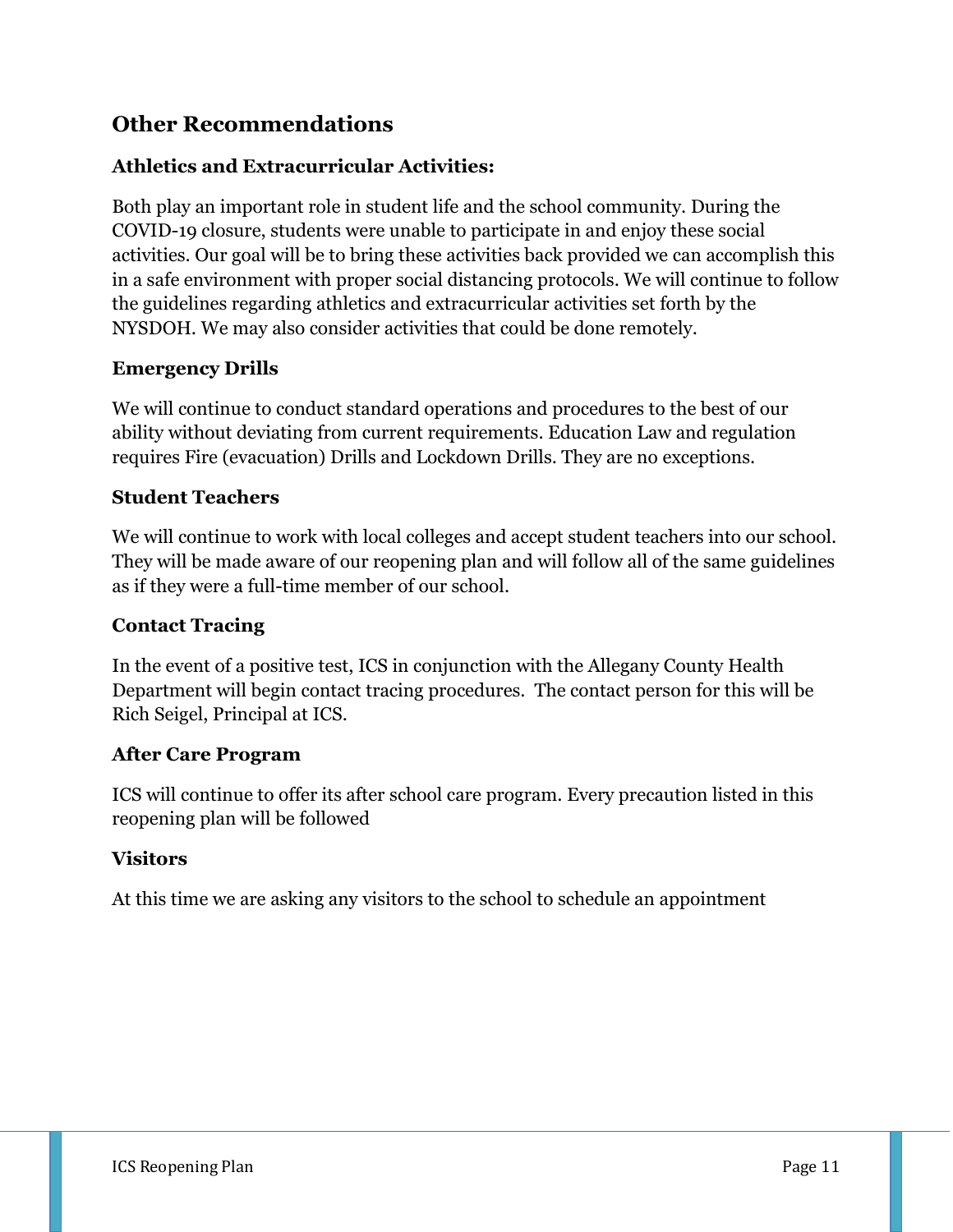## Other Recommendations

### Athletics and Extracurricular Activities:

Both play an important role in student life and the school community. During the COVID-19 closure, students were unable to participate in and enjoy these social activities. Our goal will be to bring these activities back provided we can accomplish this in a safe environment with proper social distancing protocols. We will continue to follow the guidelines regarding athletics and extracurricular activities set forth by the NYSDOH. We may also consider activities that could be done remotely.

### Emergency Drills

We will continue to conduct standard operations and procedures to the best of our ability without deviating from current requirements. Education Law and regulation requires Fire (evacuation) Drills and Lockdown Drills. They are no exceptions.

### Student Teachers

We will continue to work with local colleges and accept student teachers into our school. They will be made aware of our reopening plan and will follow all of the same guidelines as if they were a full-time member of our school.

### Contact Tracing

In the event of a positive test, ICS in conjunction with the Allegany County Health Department will begin contact tracing procedures. The contact person for this will be Rich Seigel, Principal at ICS.

### After Care Program

ICS will continue to offer its after school care program. Every precaution listed in this reopening plan will be followed

### Visitors

At this time we are asking any visitors to the school to schedule an appointment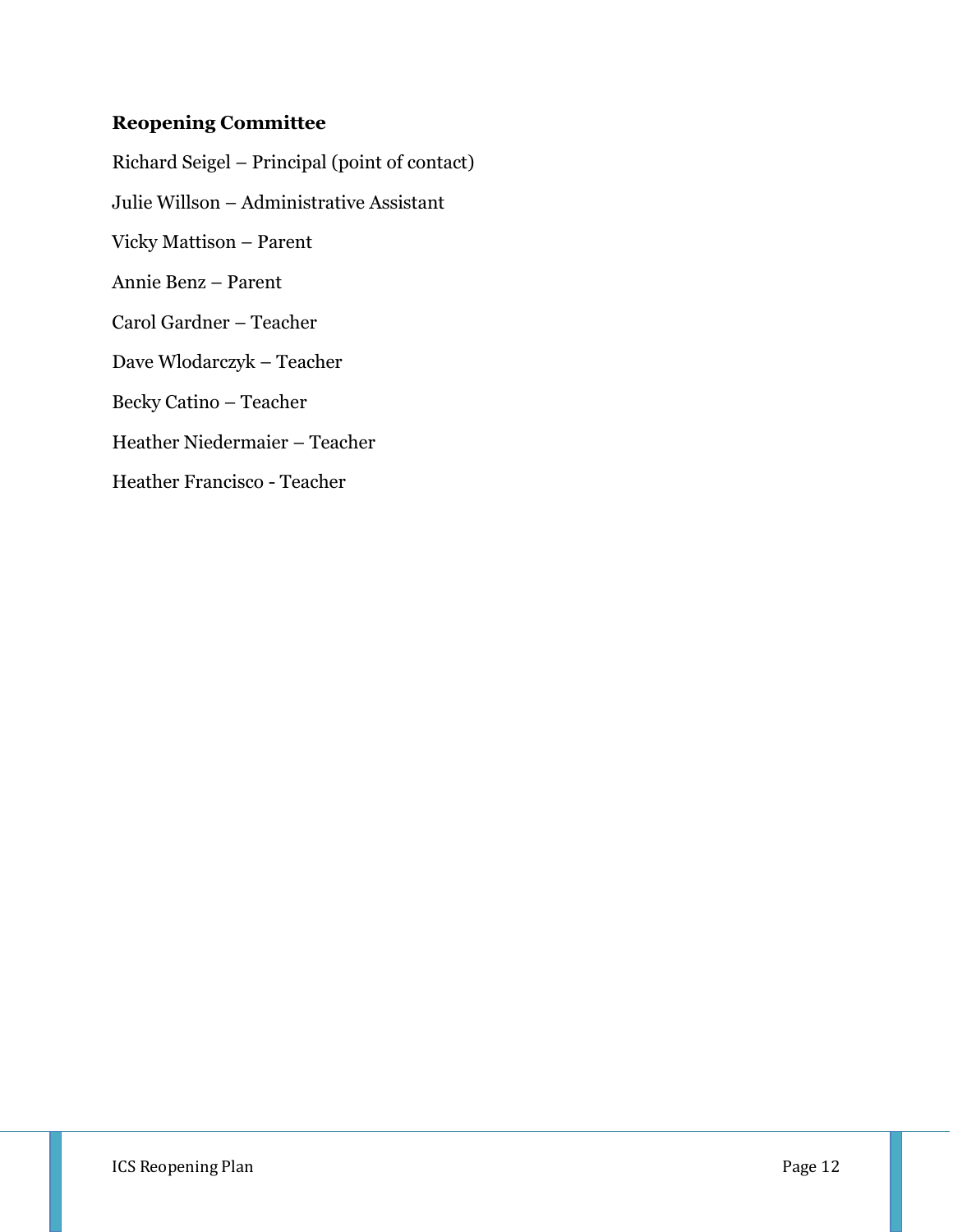**Reopening Committee**

Richard Seigel – Principal (point of contact)

Julie Willson – Administrative Assistant

Vicky Mattison – Parent

Annie Benz – Parent

Carol Gardner – Teacher

Dave Wlodarczyk – Teacher

Becky Catino – Teacher

Heather Niedermaier – Teacher

Heather Francisco - Teacher